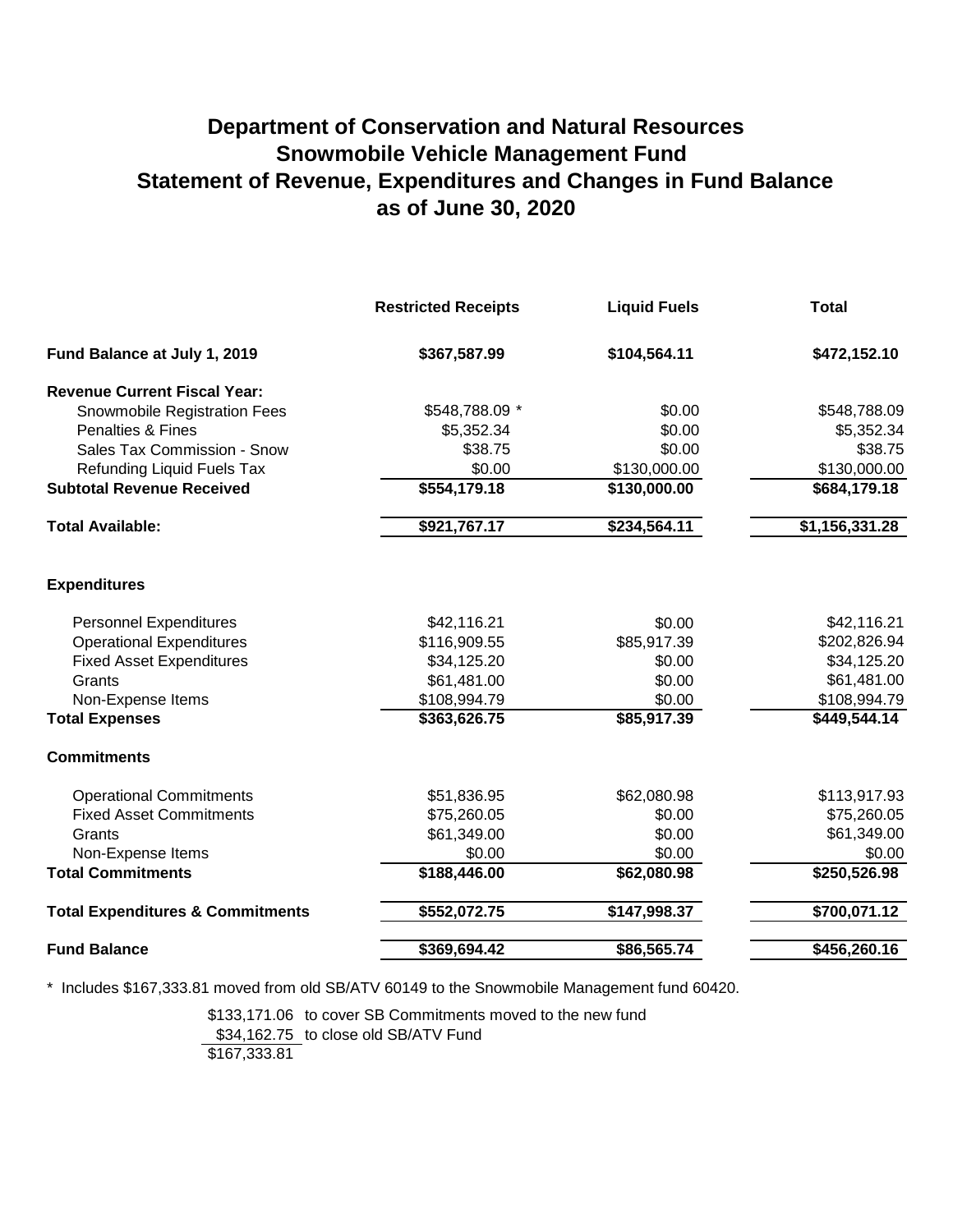# Department of Conservation and Natural Resources
# Snowmobile Vehicle Management Fund
# Statement of Revenue, Expenditures and Changes in Fund Balance
# as of June 30, 2020

| | Restricted Receipts | Liquid Fuels | Total |
|---|---|---|---|
| **Fund Balance at July 1, 2019** | **$367,587.99** | **$104,564.11** | **$472,152.10** |
| **Revenue Current Fiscal Year:** | | | |
| Snowmobile Registration Fees | $548,788.09 * | $0.00 | $548,788.09 |
| Penalties & Fines | $5,352.34 | $0.00 | $5,352.34 |
| Sales Tax Commission - Snow | $38.75 | $0.00 | $38.75 |
| Refunding Liquid Fuels Tax | $0.00 | $130,000.00 | $130,000.00 |
| **Subtotal Revenue Received** | **$554,179.18** | **$130,000.00** | **$684,179.18** |
| **Total Available:** | **$921,767.17** | **$234,564.11** | **$1,156,331.28** |
| **Expenditures** | | | |
| Personnel Expenditures | $42,116.21 | $0.00 | $42,116.21 |
| Operational Expenditures | $116,909.55 | $85,917.39 | $202,826.94 |
| Fixed Asset Expenditures | $34,125.20 | $0.00 | $34,125.20 |
| Grants | $61,481.00 | $0.00 | $61,481.00 |
| Non-Expense Items | $108,994.79 | $0.00 | $108,994.79 |
| **Total Expenses** | **$363,626.75** | **$85,917.39** | **$449,544.14** |
| **Commitments** | | | |
| Operational Commitments | $51,836.95 | $62,080.98 | $113,917.93 |
| Fixed Asset Commitments | $75,260.05 | $0.00 | $75,260.05 |
| Grants | $61,349.00 | $0.00 | $61,349.00 |
| Non-Expense Items | $0.00 | $0.00 | $0.00 |
| **Total Commitments** | **$188,446.00** | **$62,080.98** | **$250,526.98** |
| **Total Expenditures & Commitments** | **$552,072.75** | **$147,998.37** | **$700,071.12** |
| **Fund Balance** | **$369,694.42** | **$86,565.74** | **$456,260.16** |

* Includes $167,333.81 moved from old SB/ATV 60149 to the Snowmobile Management fund 60420.

| | |
|---|---|
| $133,171.06 | to cover SB Commitments moved to the new fund |
| $34,162.75 | to close old SB/ATV Fund |
| $167,333.81 | |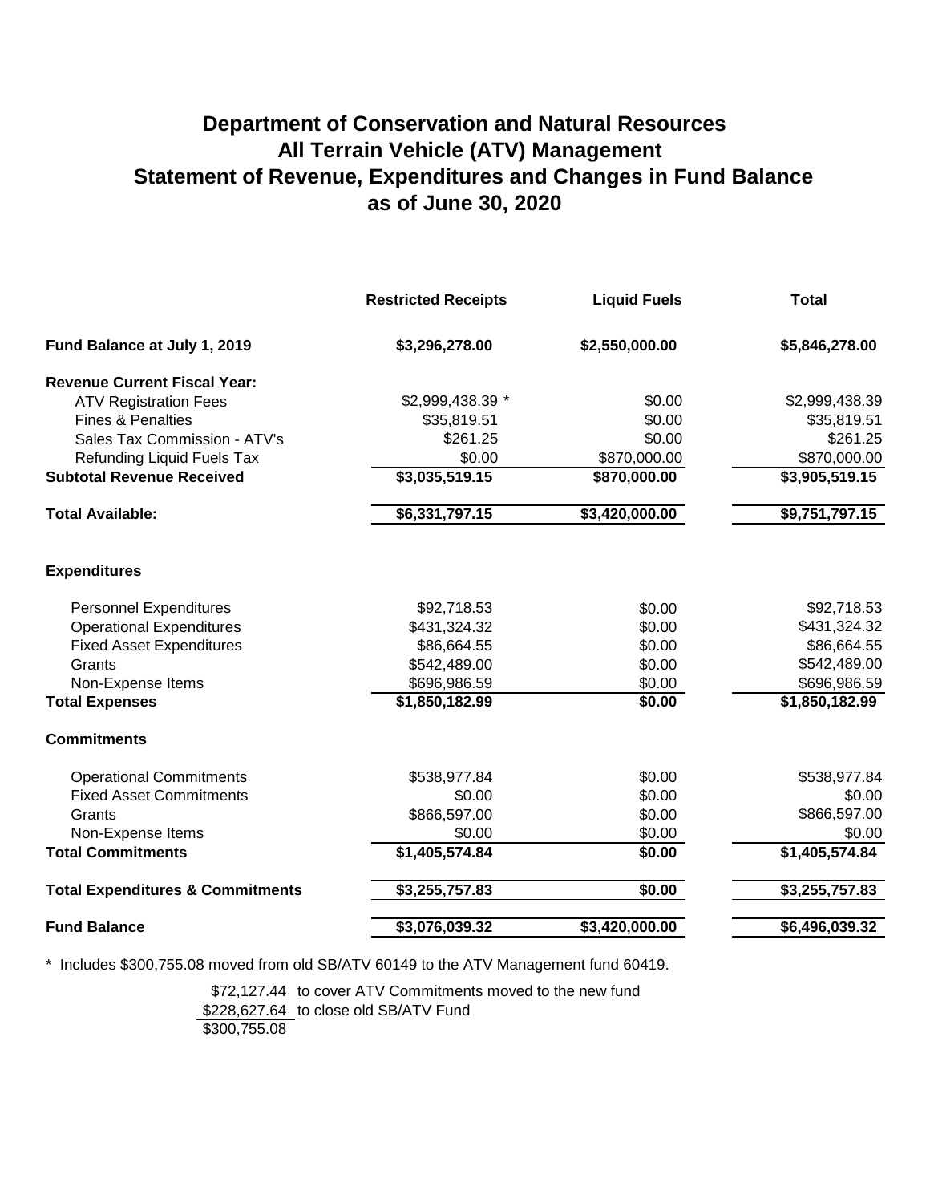# Department of Conservation and Natural Resources
# All Terrain Vehicle (ATV) Management
# Statement of Revenue, Expenditures and Changes in Fund Balance
# as of June 30, 2020

| | Restricted Receipts | Liquid Fuels | Total |
|---|---|---|---|
| **Fund Balance at July 1, 2019** | **$3,296,278.00** | **$2,550,000.00** | **$5,846,278.00** |
| **Revenue Current Fiscal Year:** | | | |
| ATV Registration Fees | $2,999,438.39 * | $0.00 | $2,999,438.39 |
| Fines & Penalties | $35,819.51 | $0.00 | $35,819.51 |
| Sales Tax Commission - ATV's | $261.25 | $0.00 | $261.25 |
| Refunding Liquid Fuels Tax | $0.00 | $870,000.00 | $870,000.00 |
| **Subtotal Revenue Received** | **$3,035,519.15** | **$870,000.00** | **$3,905,519.15** |
| **Total Available:** | **$6,331,797.15** | **$3,420,000.00** | **$9,751,797.15** |
| **Expenditures** | | | |
| Personnel Expenditures | $92,718.53 | $0.00 | $92,718.53 |
| Operational Expenditures | $431,324.32 | $0.00 | $431,324.32 |
| Fixed Asset Expenditures | $86,664.55 | $0.00 | $86,664.55 |
| Grants | $542,489.00 | $0.00 | $542,489.00 |
| Non-Expense Items | $696,986.59 | $0.00 | $696,986.59 |
| **Total Expenses** | **$1,850,182.99** | **$0.00** | **$1,850,182.99** |
| **Commitments** | | | |
| Operational Commitments | $538,977.84 | $0.00 | $538,977.84 |
| Fixed Asset Commitments | $0.00 | $0.00 | $0.00 |
| Grants | $866,597.00 | $0.00 | $866,597.00 |
| Non-Expense Items | $0.00 | $0.00 | $0.00 |
| **Total Commitments** | **$1,405,574.84** | **$0.00** | **$1,405,574.84** |
| **Total Expenditures & Commitments** | **$3,255,757.83** | **$0.00** | **$3,255,757.83** |
| **Fund Balance** | **$3,076,039.32** | **$3,420,000.00** | **$6,496,039.32** |

* Includes $300,755.08 moved from old SB/ATV 60149 to the ATV Management fund 60419.

| | |
|---|---|
| $72,127.44 | to cover ATV Commitments moved to the new fund |
| $228,627.64 | to close old SB/ATV Fund |
| $300,755.08 | |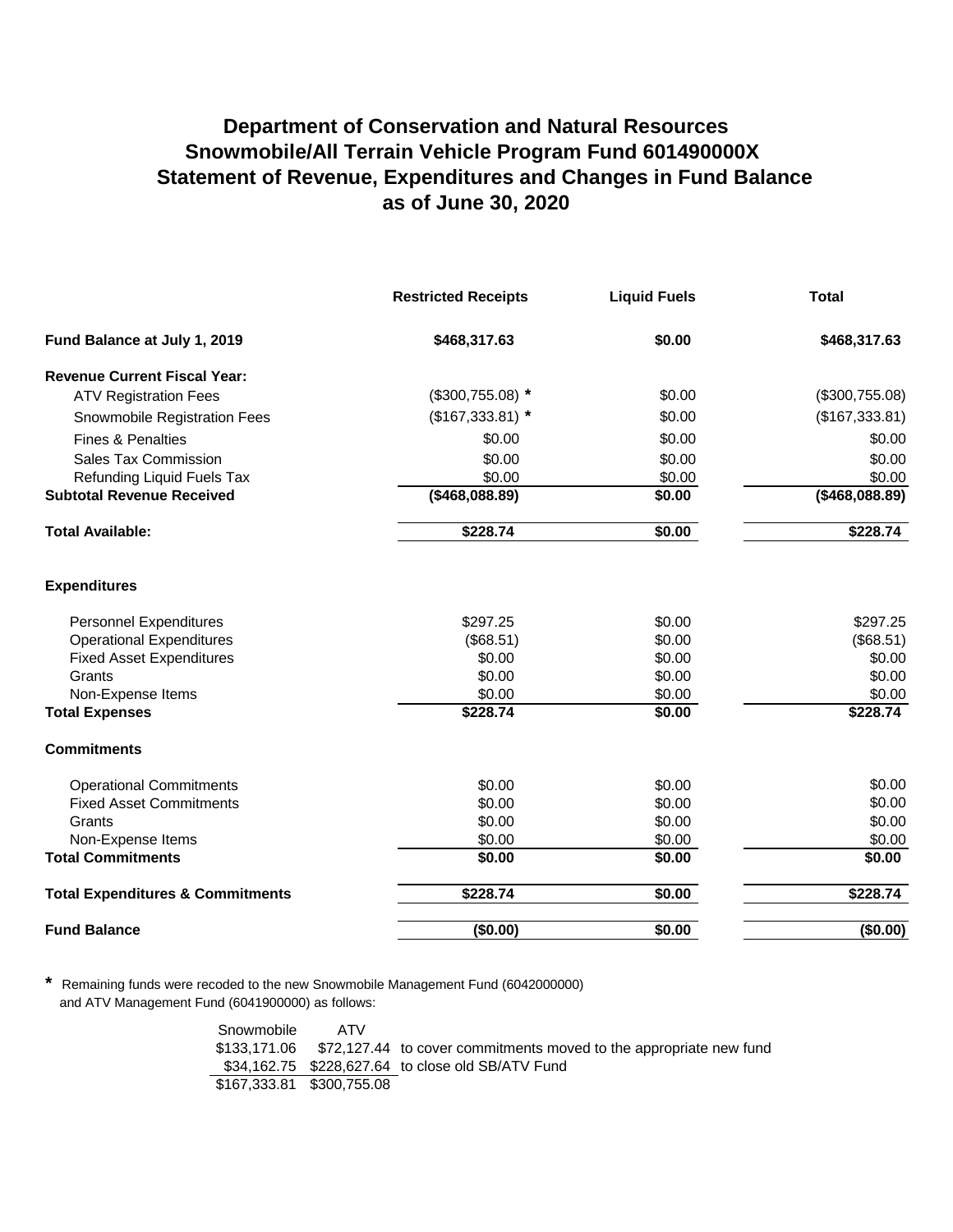# Department of Conservation and Natural Resources
# Snowmobile/All Terrain Vehicle Program Fund 601490000X
# Statement of Revenue, Expenditures and Changes in Fund Balance
# as of June 30, 2020

| | Restricted Receipts | Liquid Fuels | Total |
|---|---|---|---|
| **Fund Balance at July 1, 2019** | **$468,317.63** | **$0.00** | **$468,317.63** |
| **Revenue Current Fiscal Year:** | | | |
| ATV Registration Fees | ($300,755.08) * | $0.00 | ($300,755.08) |
| Snowmobile Registration Fees | ($167,333.81) * | $0.00 | ($167,333.81) |
| Fines & Penalties | $0.00 | $0.00 | $0.00 |
| Sales Tax Commission | $0.00 | $0.00 | $0.00 |
| Refunding Liquid Fuels Tax | $0.00 | $0.00 | $0.00 |
| **Subtotal Revenue Received** | **($468,088.89)** | **$0.00** | **($468,088.89)** |
| **Total Available:** | **$228.74** | **$0.00** | **$228.74** |
| **Expenditures** | | | |
| Personnel Expenditures | $297.25 | $0.00 | $297.25 |
| Operational Expenditures | ($68.51) | $0.00 | ($68.51) |
| Fixed Asset Expenditures | $0.00 | $0.00 | $0.00 |
| Grants | $0.00 | $0.00 | $0.00 |
| Non-Expense Items | $0.00 | $0.00 | $0.00 |
| **Total Expenses** | **$228.74** | **$0.00** | **$228.74** |
| **Commitments** | | | |
| Operational Commitments | $0.00 | $0.00 | $0.00 |
| Fixed Asset Commitments | $0.00 | $0.00 | $0.00 |
| Grants | $0.00 | $0.00 | $0.00 |
| Non-Expense Items | $0.00 | $0.00 | $0.00 |
| **Total Commitments** | **$0.00** | **$0.00** | **$0.00** |
| **Total Expenditures & Commitments** | **$228.74** | **$0.00** | **$228.74** |
| **Fund Balance** | **($0.00)** | **$0.00** | **($0.00)** |

\* Remaining funds were recoded to the new Snowmobile Management Fund (6042000000) and ATV Management Fund (6041900000) as follows:

| Snowmobile | ATV | |
|---|---|---|
| $133,171.06 | $72,127.44 | to cover commitments moved to the appropriate new fund |
| $34,162.75 | $228,627.64 | to close old SB/ATV Fund |
| $167,333.81 | $300,755.08 | |